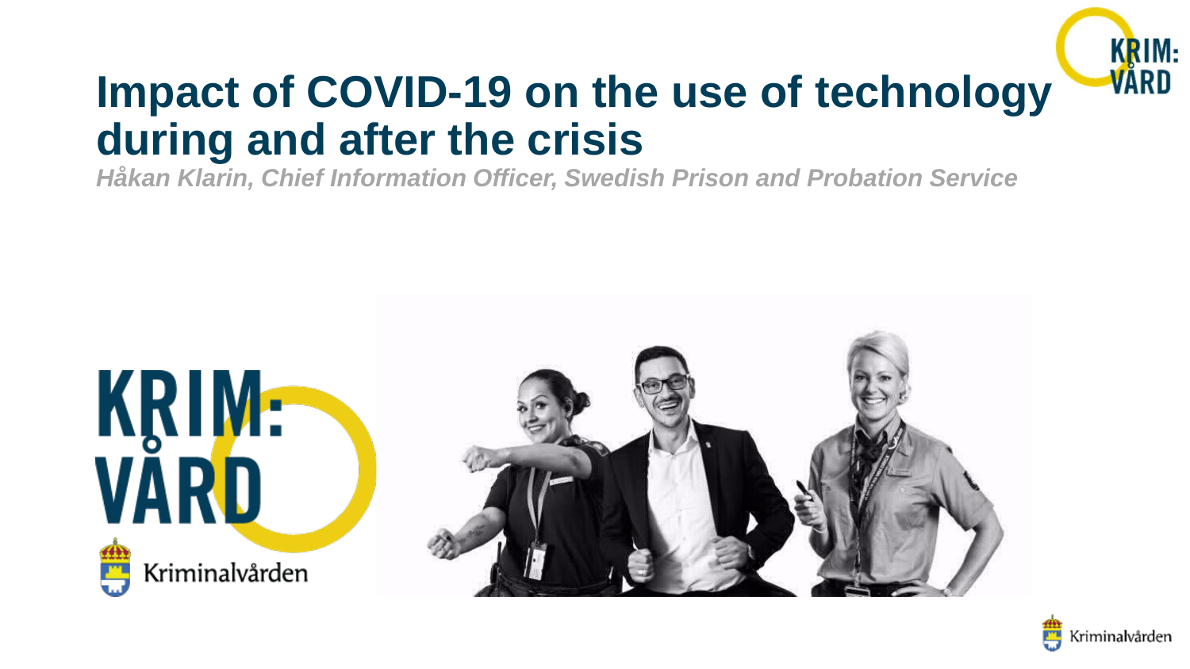# Impact of COVID-19 on the use of technology during and after the crisis

***Håkan Klarin, Chief Information Officer, Swedish Prison and Probation Service***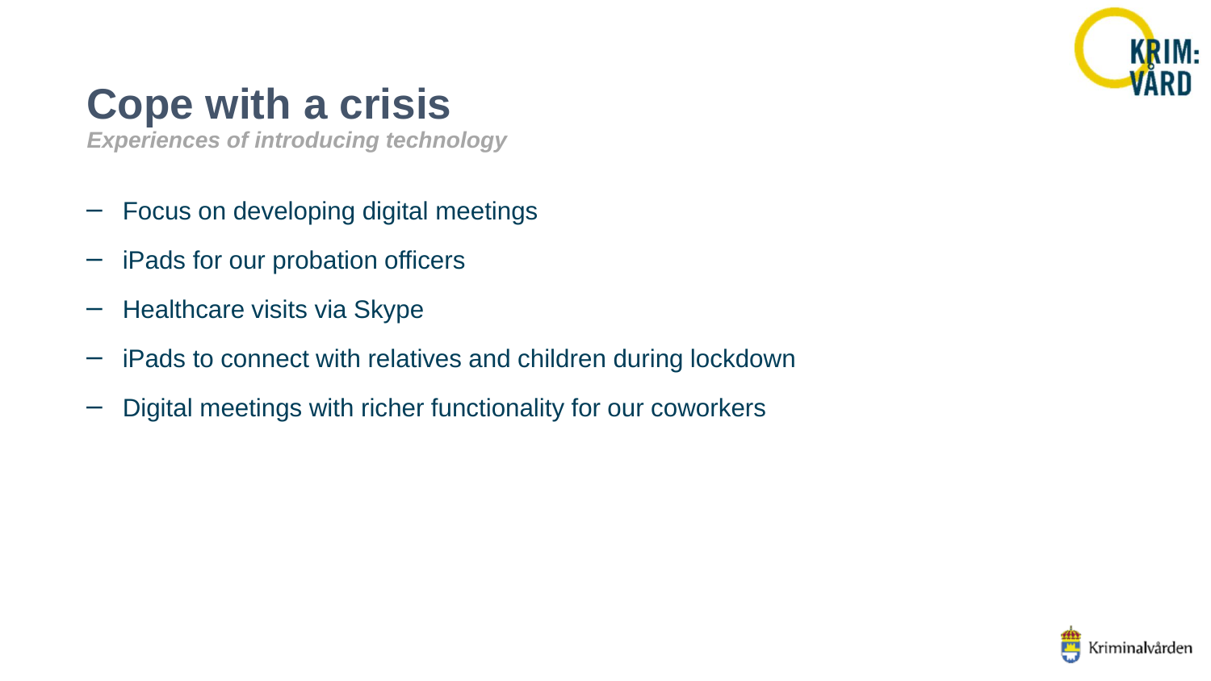# Cope with a crisis

***Experiences of introducing technology***

- Focus on developing digital meetings
- iPads for our probation officers
- Healthcare visits via Skype
- iPads to connect with relatives and children during lockdown
- Digital meetings with richer functionality for our coworkers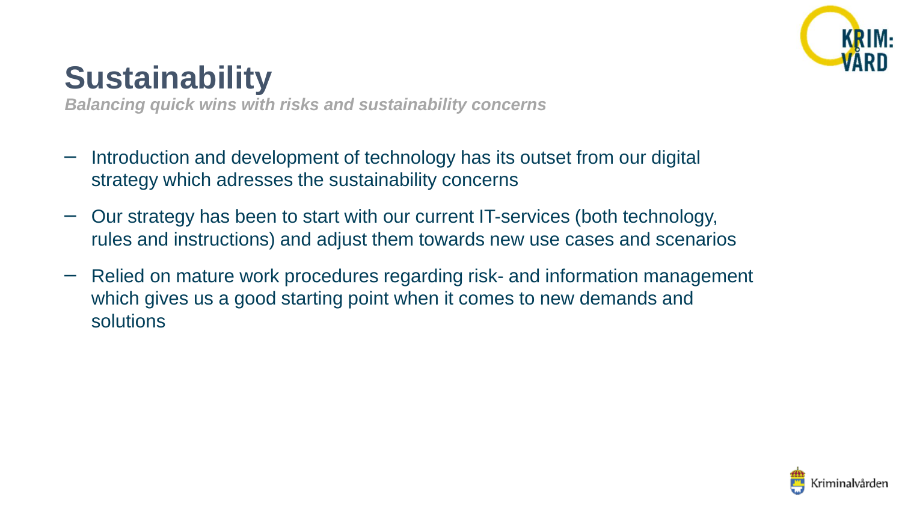# Sustainability

***Balancing quick wins with risks and sustainability concerns***

- Introduction and development of technology has its outset from our digital strategy which adresses the sustainability concerns
- Our strategy has been to start with our current IT-services (both technology, rules and instructions) and adjust them towards new use cases and scenarios
- Relied on mature work procedures regarding risk- and information management which gives us a good starting point when it comes to new demands and solutions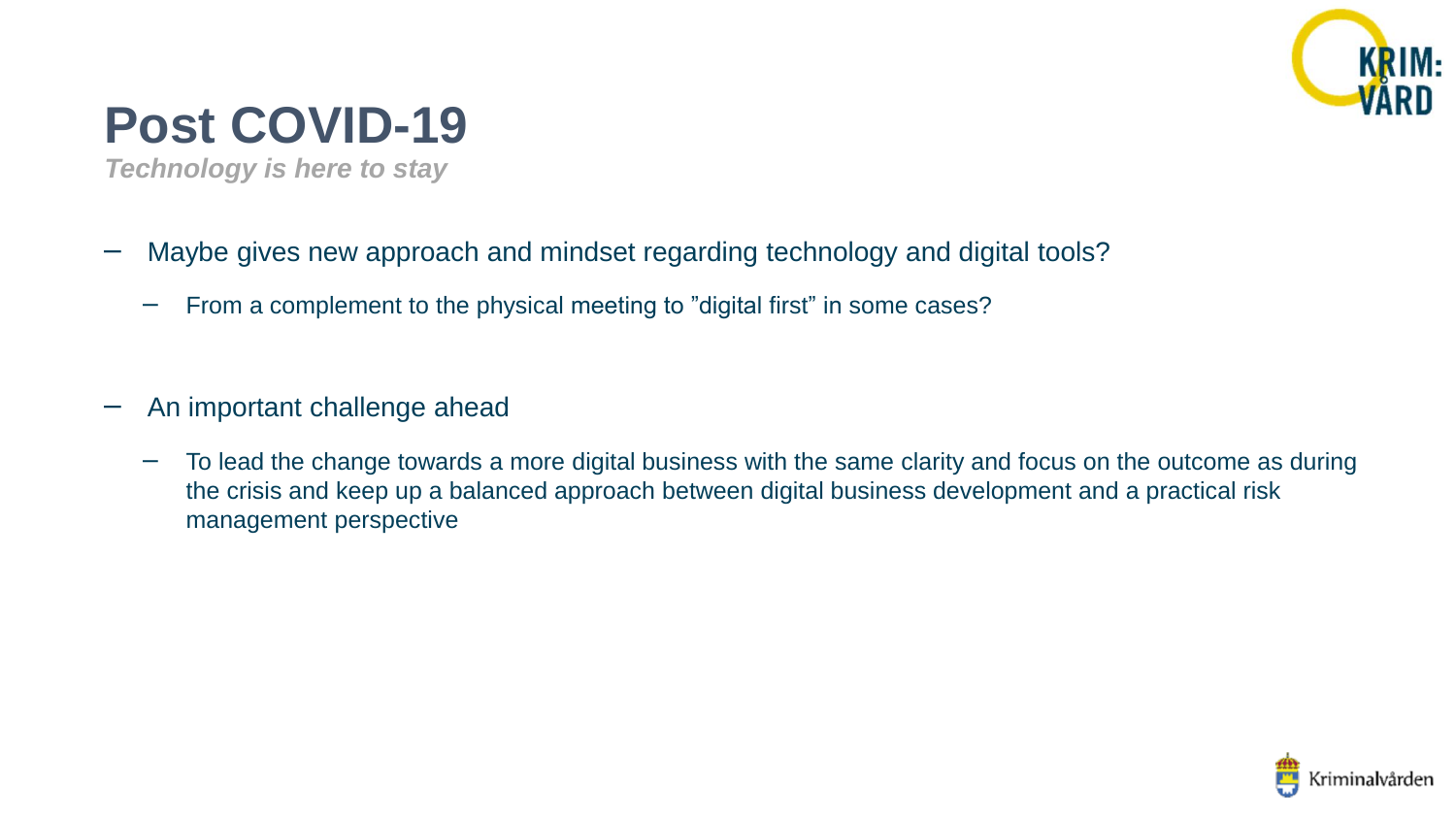# Post COVID-19

*Technology is here to stay*

- Maybe gives new approach and mindset regarding technology and digital tools?
  - From a complement to the physical meeting to ”digital first” in some cases?

- An important challenge ahead
  - To lead the change towards a more digital business with the same clarity and focus on the outcome as during the crisis and keep up a balanced approach between digital business development and a practical risk management perspective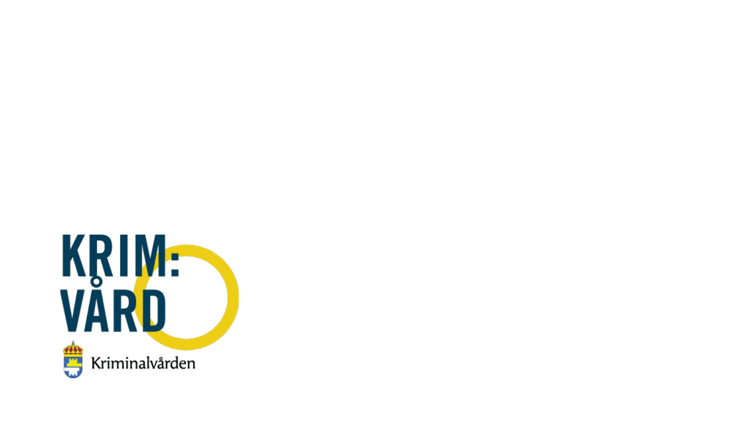KRIM:
VÅRD

Kriminalvården